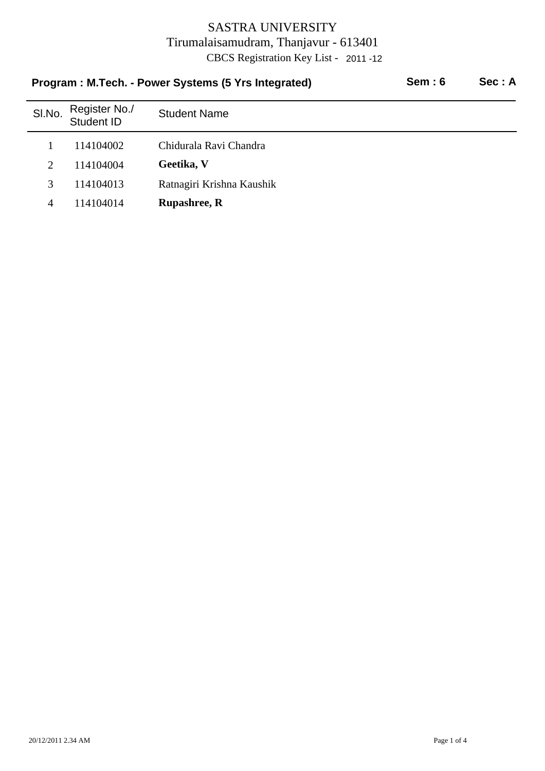# SASTRA UNIVERSITY

Tirumalaisamudram, Thanjavur - 613401

CBCS Registration Key List - 2011 -12

**Program : M.Tech. - Power Systems (5 Yrs Integrated)** **Sem : 6** **Sec : A**

| Sl.No. | Register No./ Student ID | Student Name |
|---|---|---|
| 1 | 114104002 | Chidurala Ravi Chandra |
| 2 | 114104004 | **Geetika, V** |
| 3 | 114104013 | Ratnagiri Krishna Kaushik |
| 4 | 114104014 | **Rupashree, R** |

20/12/2011 2.34 AM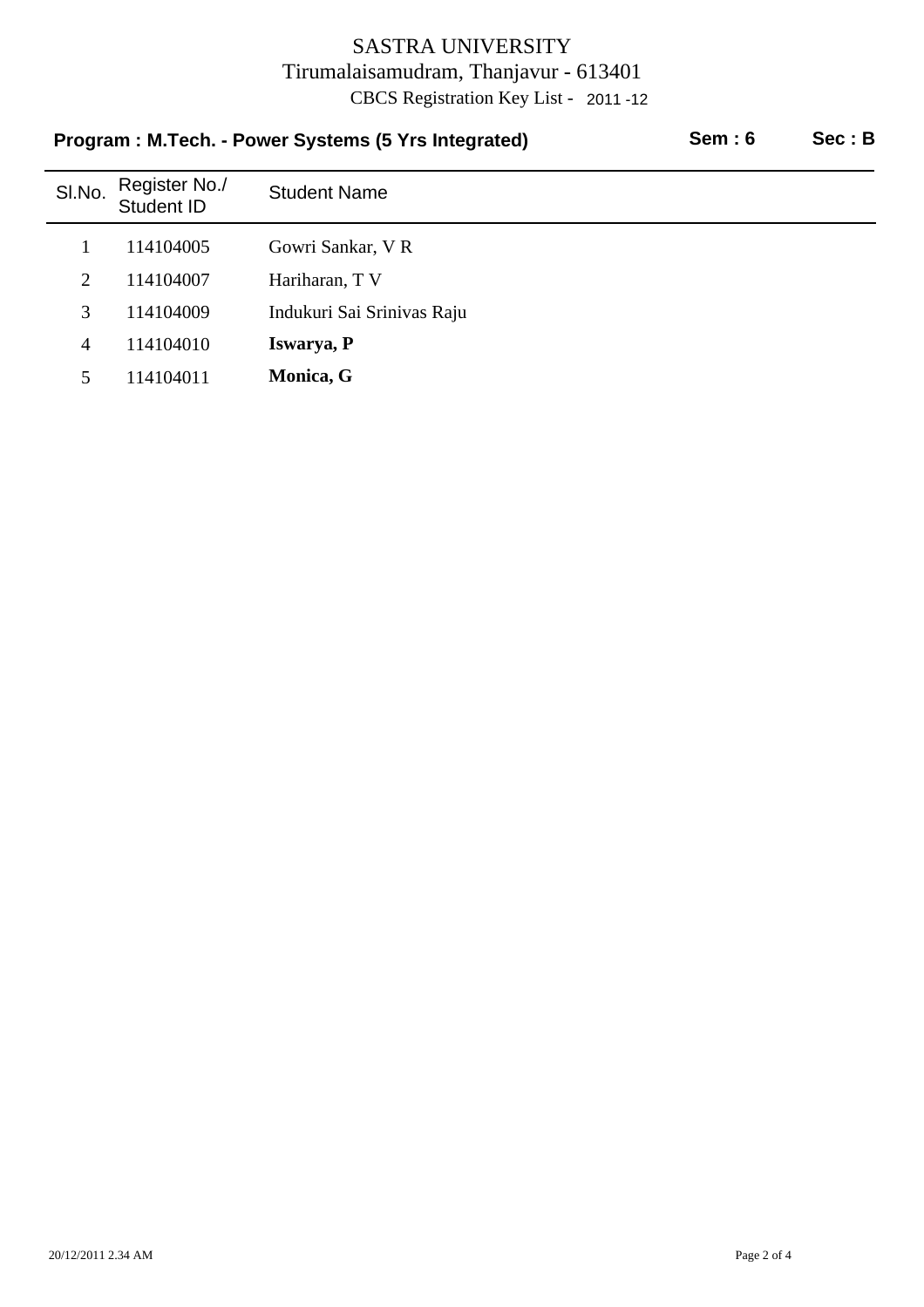# SASTRA UNIVERSITY

Tirumalaisamudram, Thanjavur - 613401

CBCS Registration Key List - 2011 -12

**Program : M.Tech. - Power Systems (5 Yrs Integrated)** **Sem : 6** **Sec : B**

| Sl.No. | Register No./ Student ID | Student Name |
|---|---|---|
| 1 | 114104005 | Gowri Sankar, V R |
| 2 | 114104007 | Hariharan, T V |
| 3 | 114104009 | Indukuri Sai Srinivas Raju |
| 4 | 114104010 | **Iswarya, P** |
| 5 | 114104011 | **Monica, G** |

20/12/2011 2.34 AM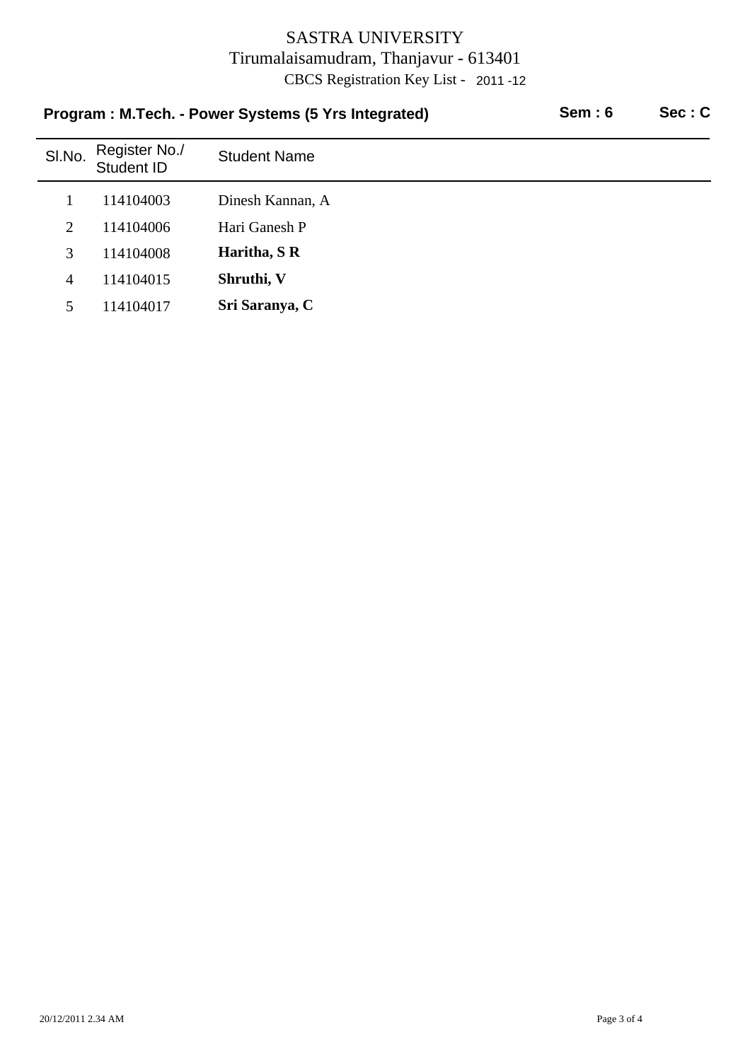# SASTRA UNIVERSITY

Tirumalaisamudram, Thanjavur - 613401

CBCS Registration Key List - 2011 -12

**Program : M.Tech. - Power Systems (5 Yrs Integrated)** **Sem : 6** **Sec : C**

| Sl.No. | Register No./ Student ID | Student Name |
|---|---|---|
| 1 | 114104003 | Dinesh Kannan, A |
| 2 | 114104006 | Hari Ganesh P |
| 3 | 114104008 | **Haritha, S R** |
| 4 | 114104015 | **Shruthi, V** |
| 5 | 114104017 | **Sri Saranya, C** |

20/12/2011 2.34 AM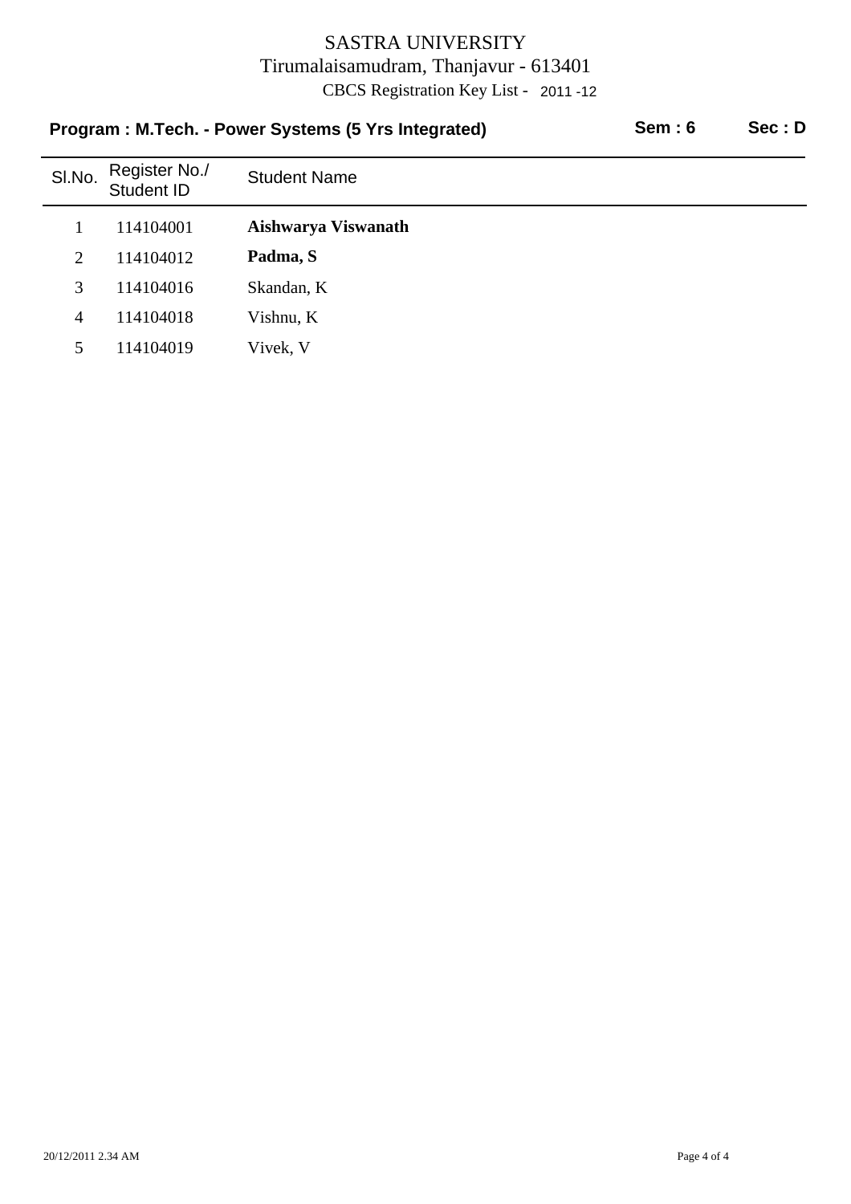# SASTRA UNIVERSITY

Tirumalaisamudram, Thanjavur - 613401

CBCS Registration Key List - 2011 -12

**Program : M.Tech. - Power Systems (5 Yrs Integrated)** **Sem : 6** **Sec : D**

| Sl.No. | Register No./ Student ID | Student Name |
|---|---|---|
| 1 | 114104001 | **Aishwarya Viswanath** |
| 2 | 114104012 | **Padma, S** |
| 3 | 114104016 | Skandan, K |
| 4 | 114104018 | Vishnu, K |
| 5 | 114104019 | Vivek, V |

20/12/2011 2.34 AM